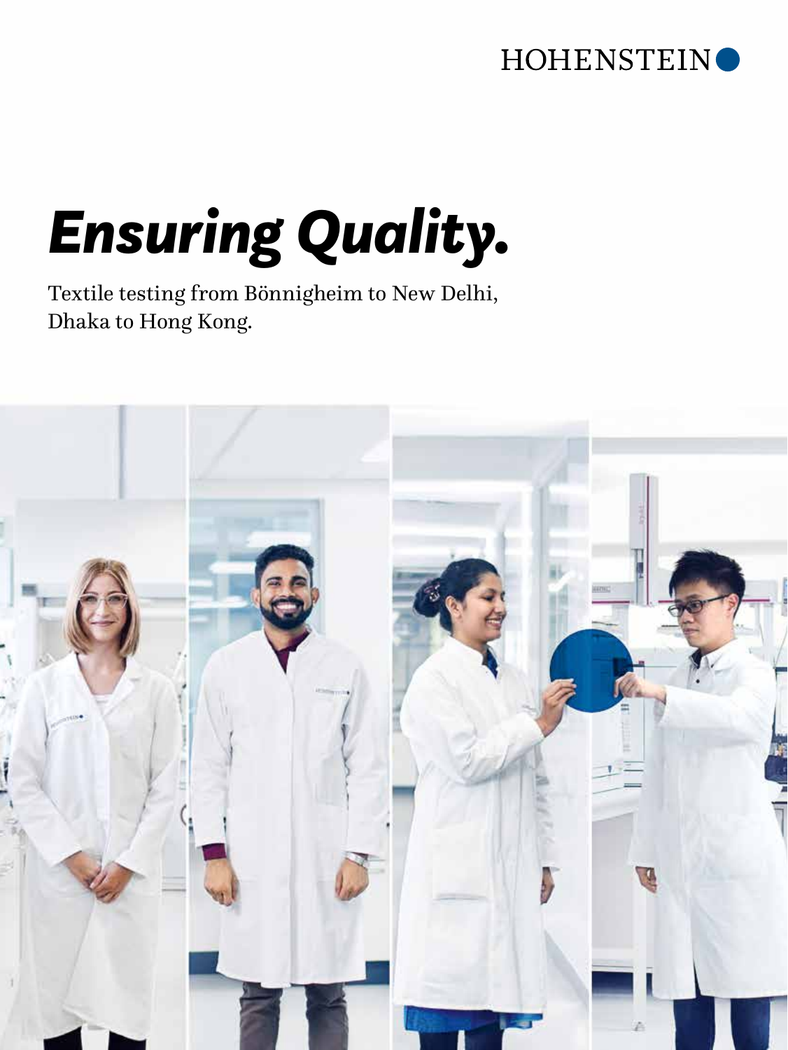HOHENSTEIN

# *Ensuring Quality.*

Textile testing from Bönnigheim to New Delhi, Dhaka to Hong Kong.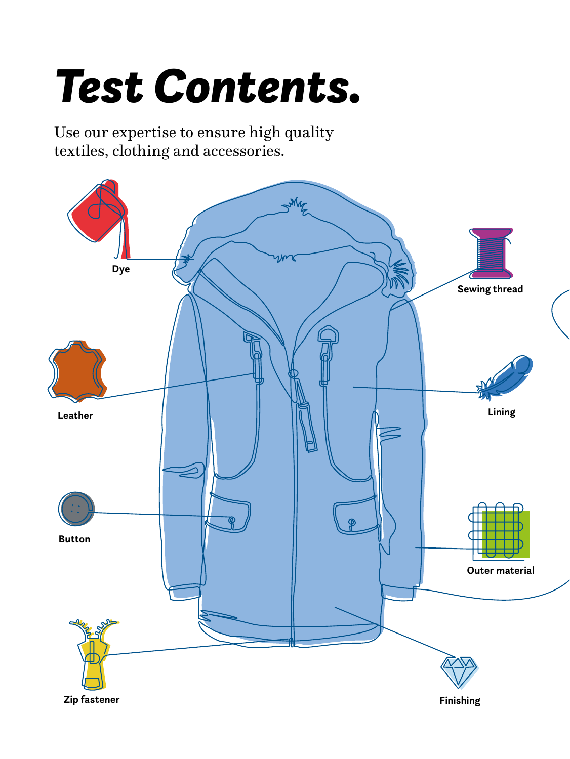# Test Contents.

Use our expertise to ensure high quality textiles, clothing and accessories.

Dye

Sewing thread

Leather

Lining

Button

Outer material

Zip fastener

Finishing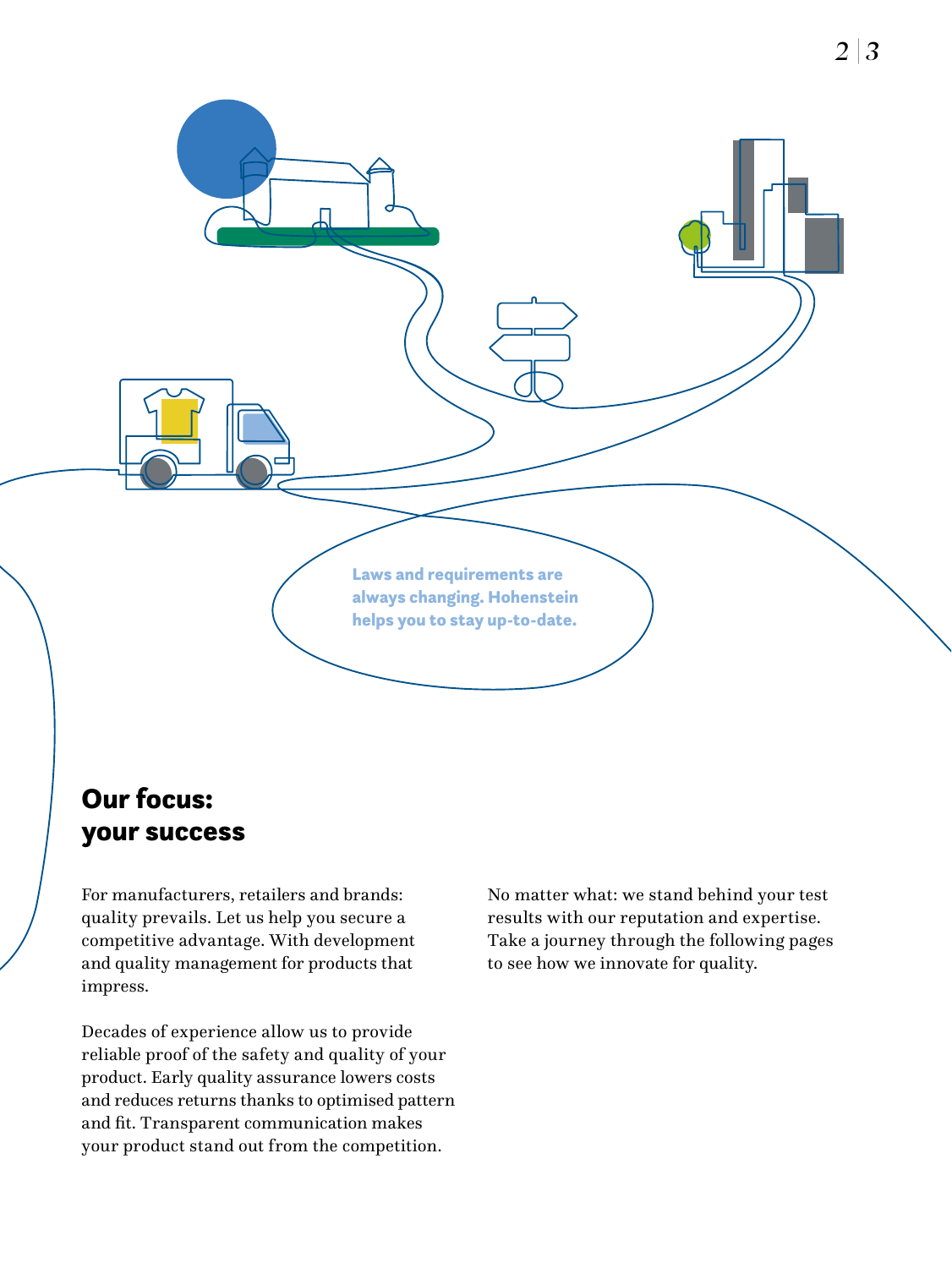**Laws and requirements are always changing. Hohenstein helps you to stay up-to-date.**

## Our focus: your success

For manufacturers, retailers and brands: quality prevails. Let us help you secure a competitive advantage. With development and quality management for products that impress.

Decades of experience allow us to provide reliable proof of the safety and quality of your product. Early quality assurance lowers costs and reduces returns thanks to optimised pattern and fit. Transparent communication makes your product stand out from the competition.

No matter what: we stand behind your test results with our reputation and expertise. Take a journey through the following pages to see how we innovate for quality.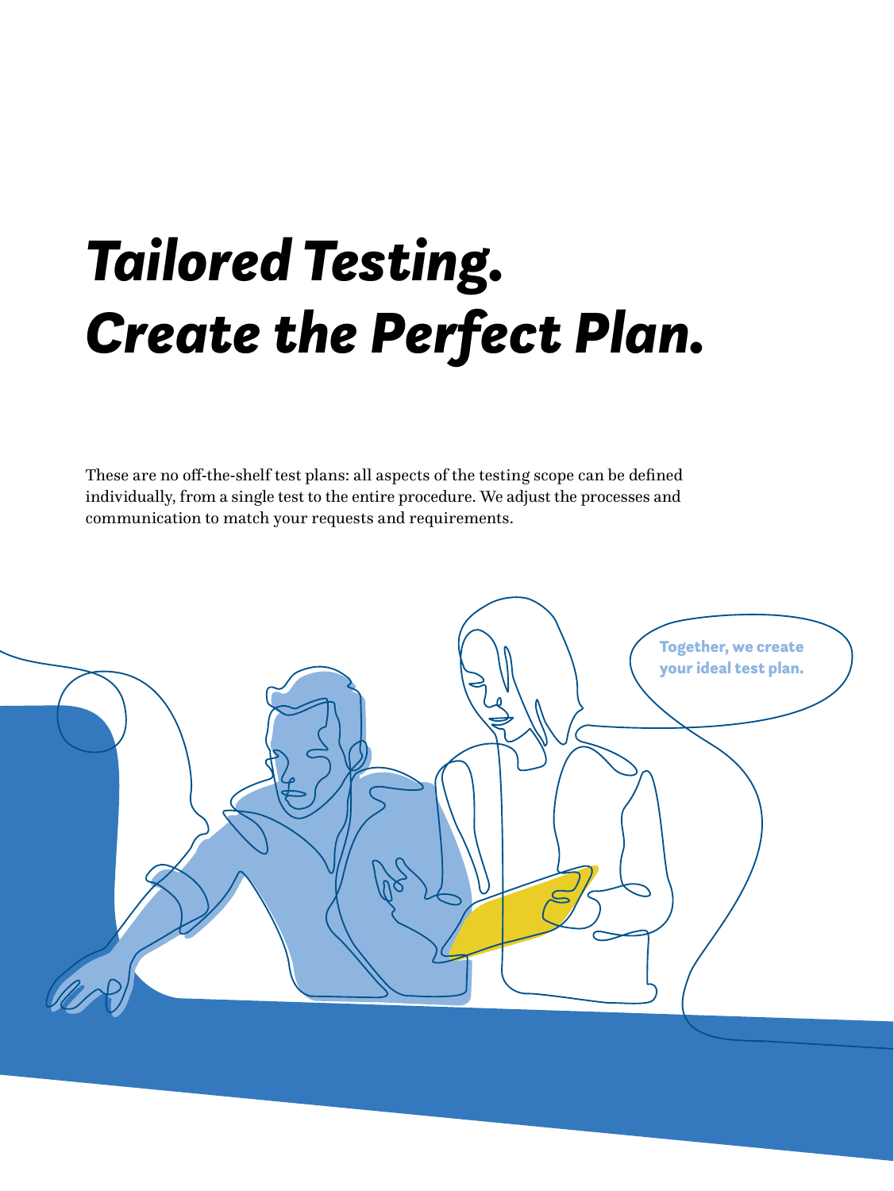# *Tailored Testing.*
# *Create the Perfect Plan.*

These are no off-the-shelf test plans: all aspects of the testing scope can be defined individually, from a single test to the entire procedure. We adjust the processes and communication to match your requests and requirements.

Together, we create your ideal test plan.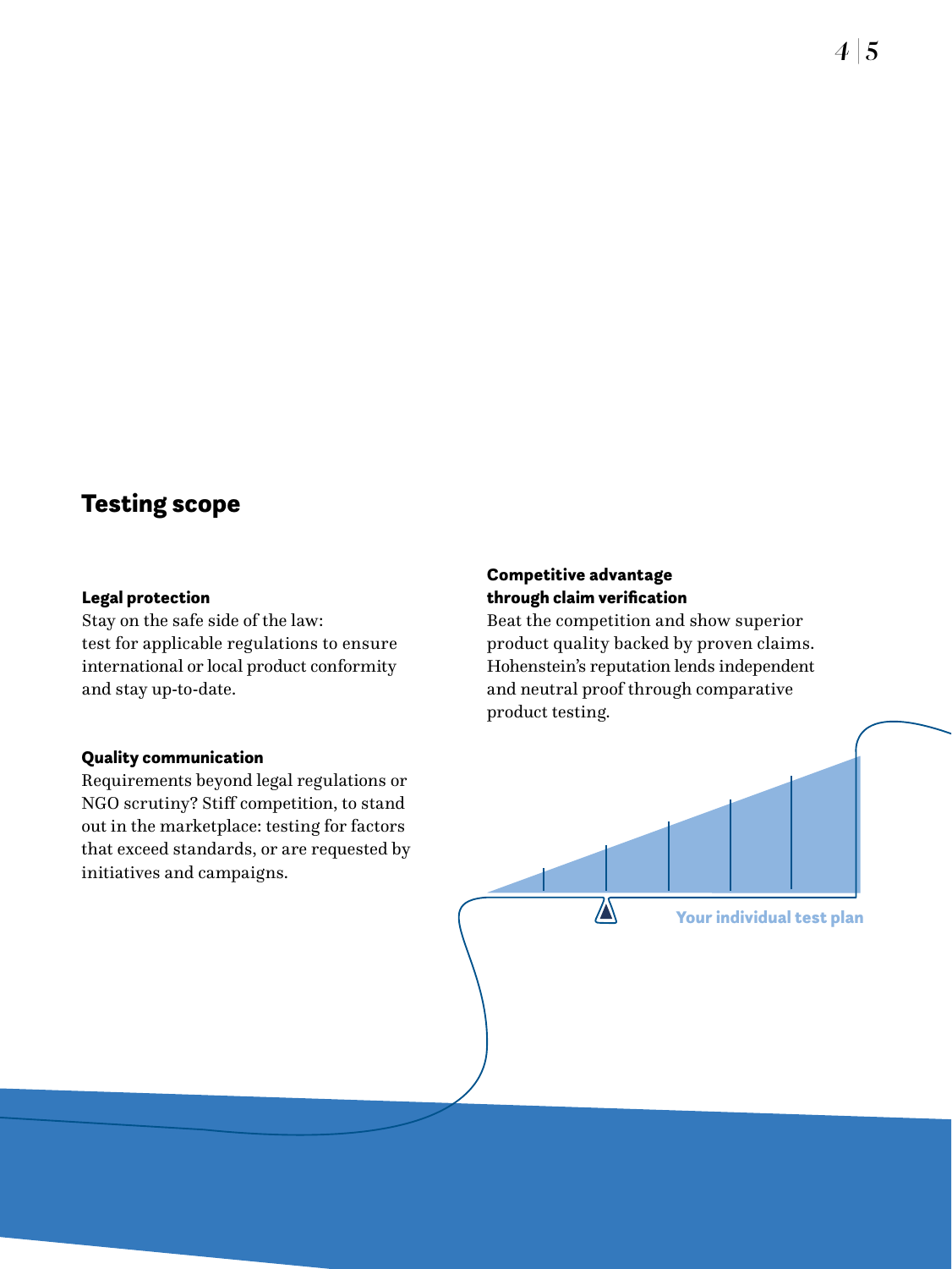## Testing scope

### Legal protection

Stay on the safe side of the law: test for applicable regulations to ensure international or local product conformity and stay up-to-date.

### Quality communication

Requirements beyond legal regulations or NGO scrutiny? Stiff competition, to stand out in the marketplace: testing for factors that exceed standards, or are requested by initiatives and campaigns.

### Competitive advantage through claim verification

Beat the competition and show superior product quality backed by proven claims. Hohenstein's reputation lends independent and neutral proof through comparative product testing.

Your individual test plan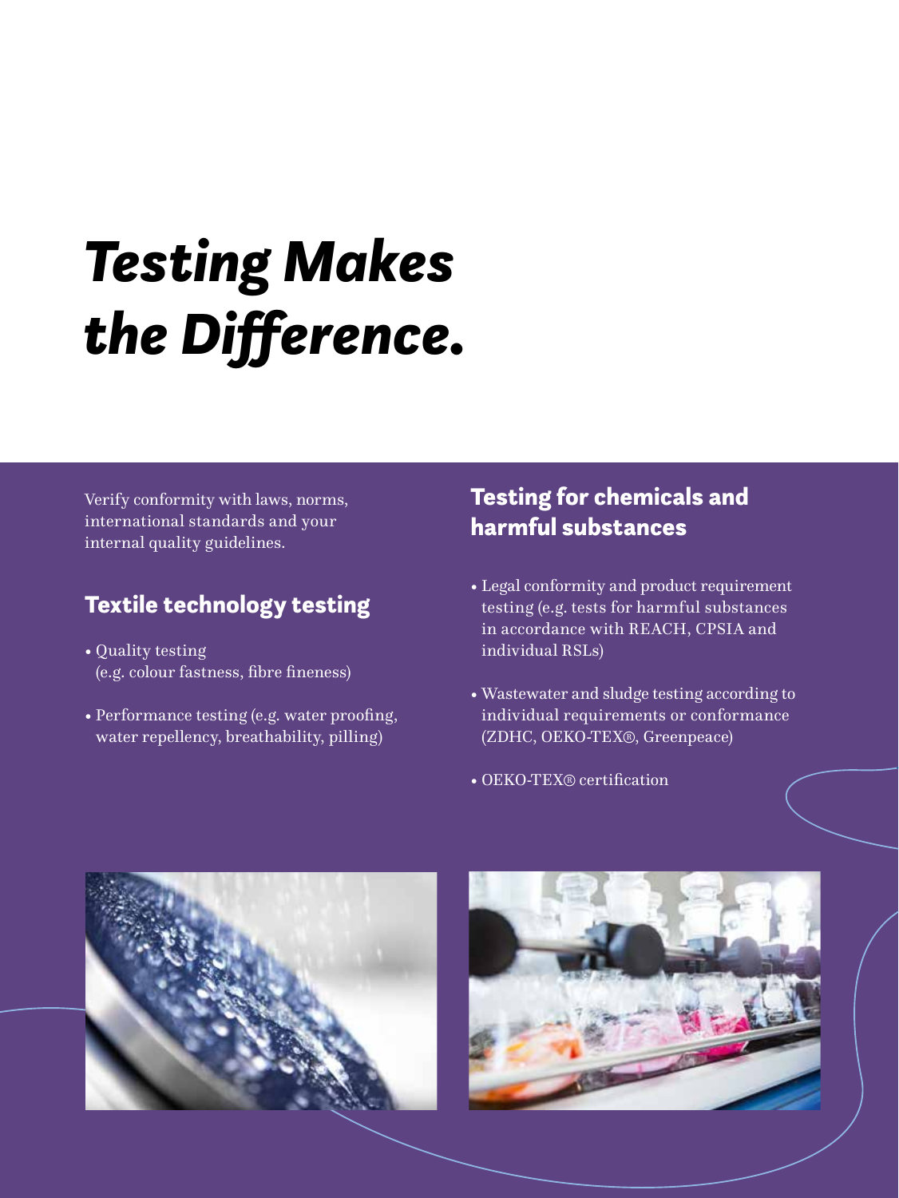# *Testing Makes the Difference.*

Verify conformity with laws, norms, international standards and your internal quality guidelines.

## Textile technology testing

- Quality testing (e.g. colour fastness, fibre fineness)
- Performance testing (e.g. water proofing, water repellency, breathability, pilling)

## Testing for chemicals and harmful substances

- Legal conformity and product requirement testing (e.g. tests for harmful substances in accordance with REACH, CPSIA and individual RSLs)
- Wastewater and sludge testing according to individual requirements or conformance (ZDHC, OEKO-TEX®, Greenpeace)
- OEKO-TEX® certification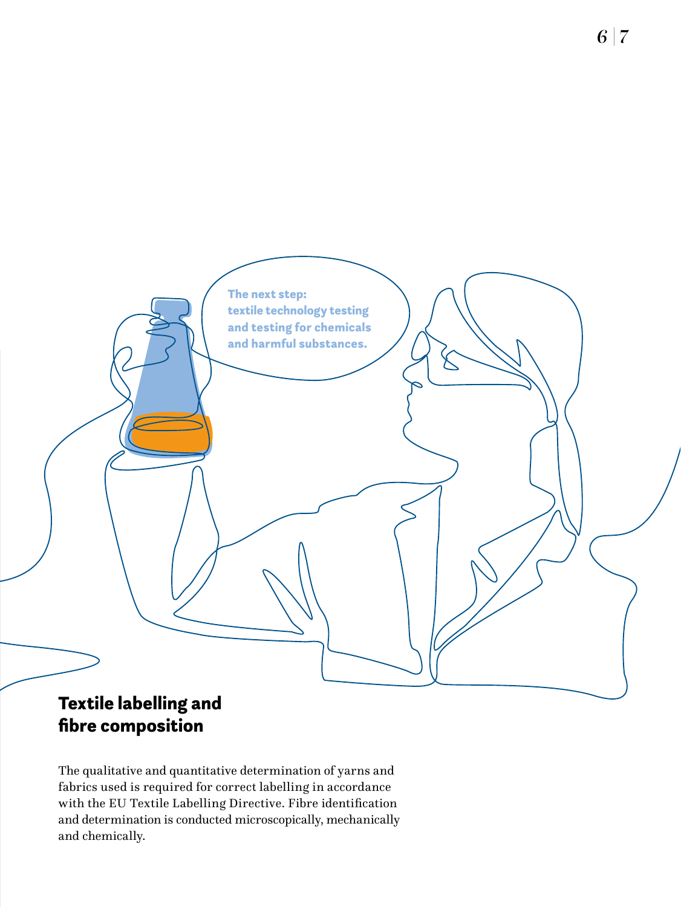The next step:
textile technology testing
and testing for chemicals
and harmful substances.

## Textile labelling and fibre composition

The qualitative and quantitative determination of yarns and fabrics used is required for correct labelling in accordance with the EU Textile Labelling Directive. Fibre identification and determination is conducted microscopically, mechanically and chemically.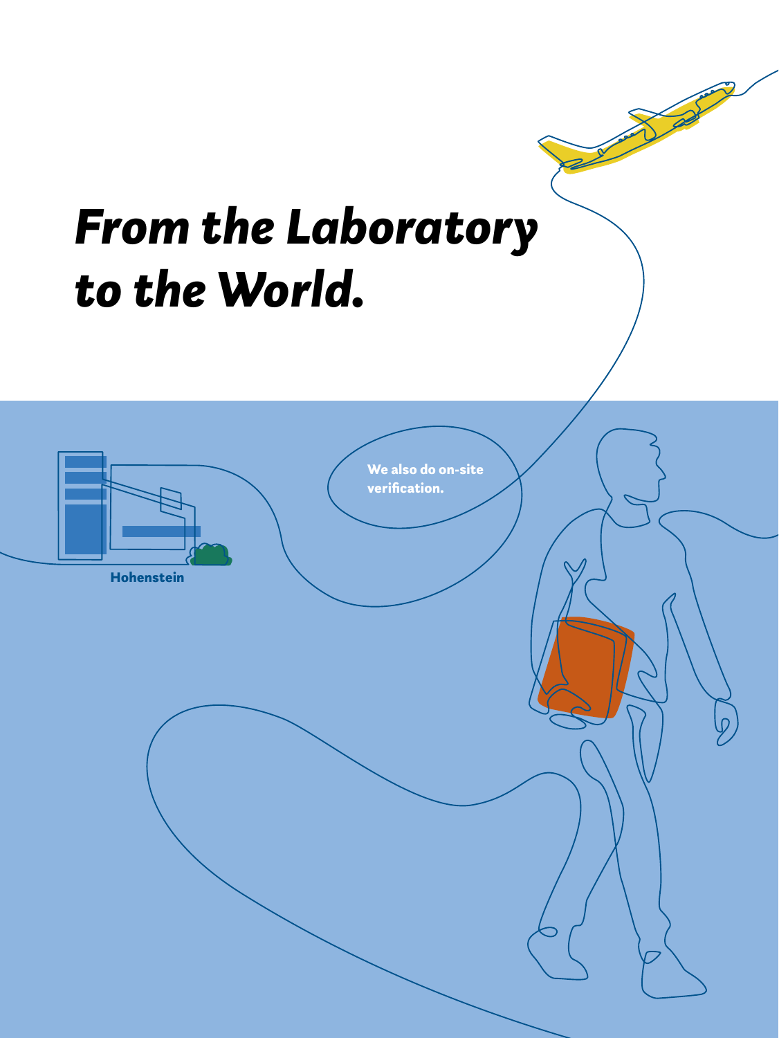# *From the Laboratory to the World.*

We also do on-site verification.

Hohenstein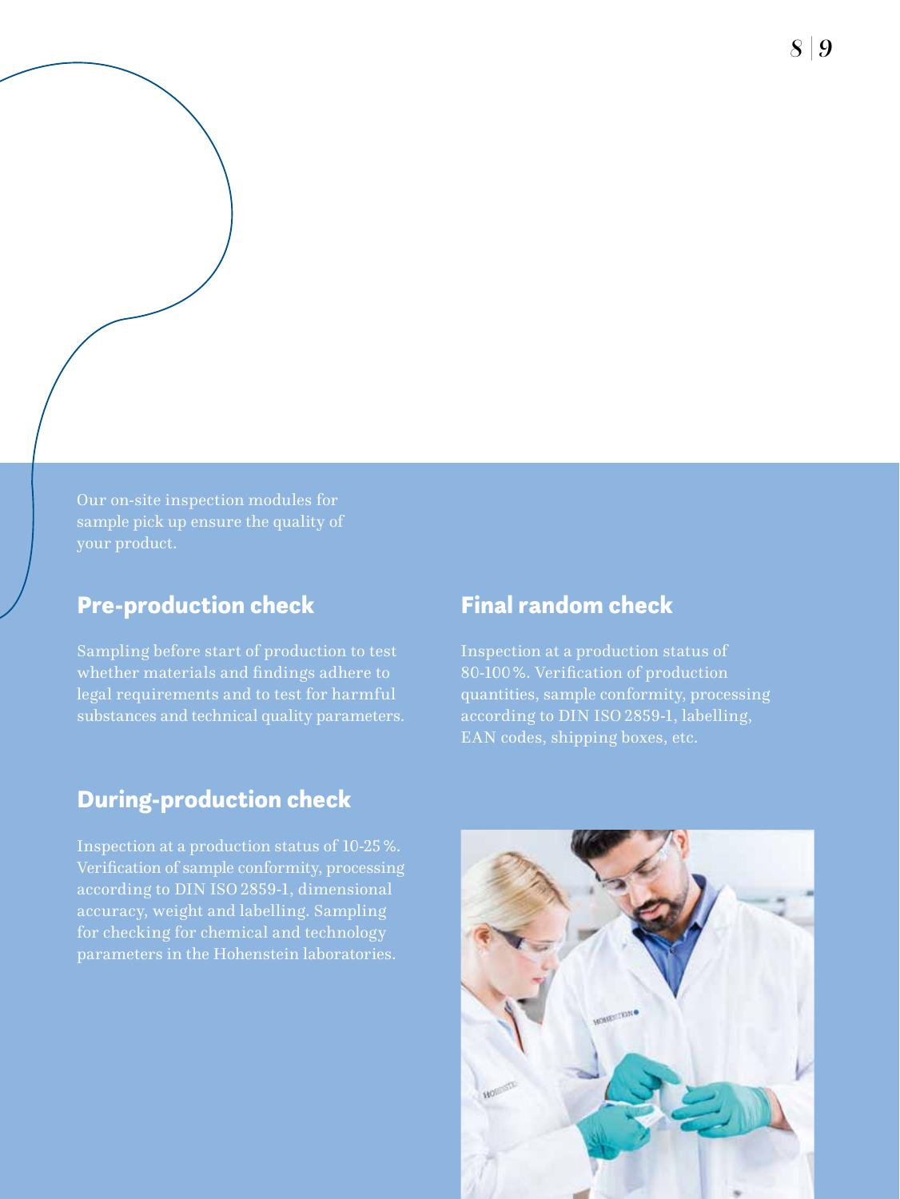Our on-site inspection modules for sample pick up ensure the quality of your product.

## Pre-production check

Sampling before start of production to test whether materials and findings adhere to legal requirements and to test for harmful substances and technical quality parameters.

## During-production check

Inspection at a production status of 10-25 %. Verification of sample conformity, processing according to DIN ISO 2859-1, dimensional accuracy, weight and labelling. Sampling for checking for chemical and technology parameters in the Hohenstein laboratories.

## Final random check

Inspection at a production status of 80-100 %. Verification of production quantities, sample conformity, processing according to DIN ISO 2859-1, labelling, EAN codes, shipping boxes, etc.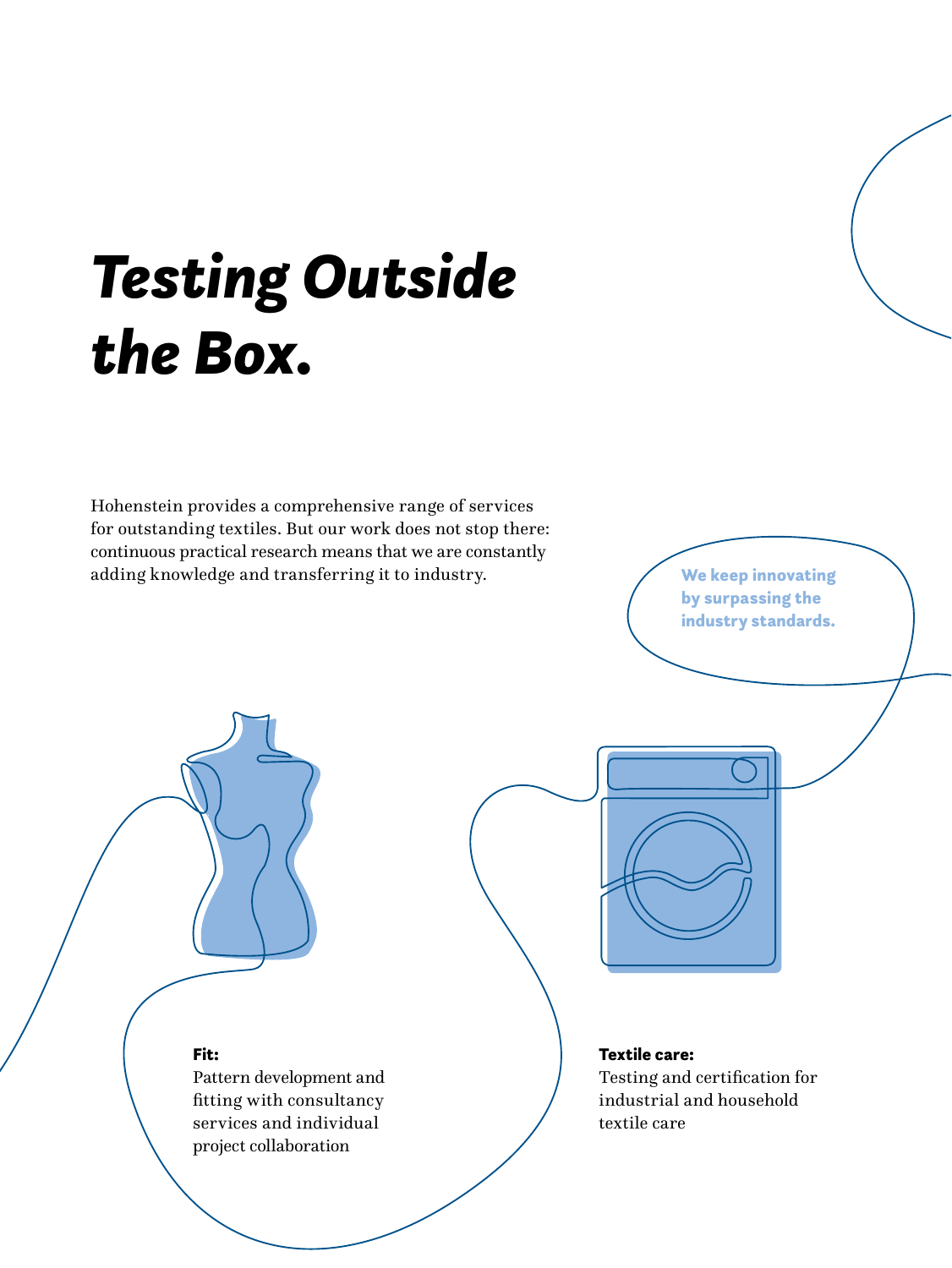# *Testing Outside the Box.*

Hohenstein provides a comprehensive range of services for outstanding textiles. But our work does not stop there: continuous practical research means that we are constantly adding knowledge and transferring it to industry.

**We keep innovating by surpassing the industry standards.**

**Fit:**
Pattern development and fitting with consultancy services and individual project collaboration

**Textile care:**
Testing and certification for industrial and household textile care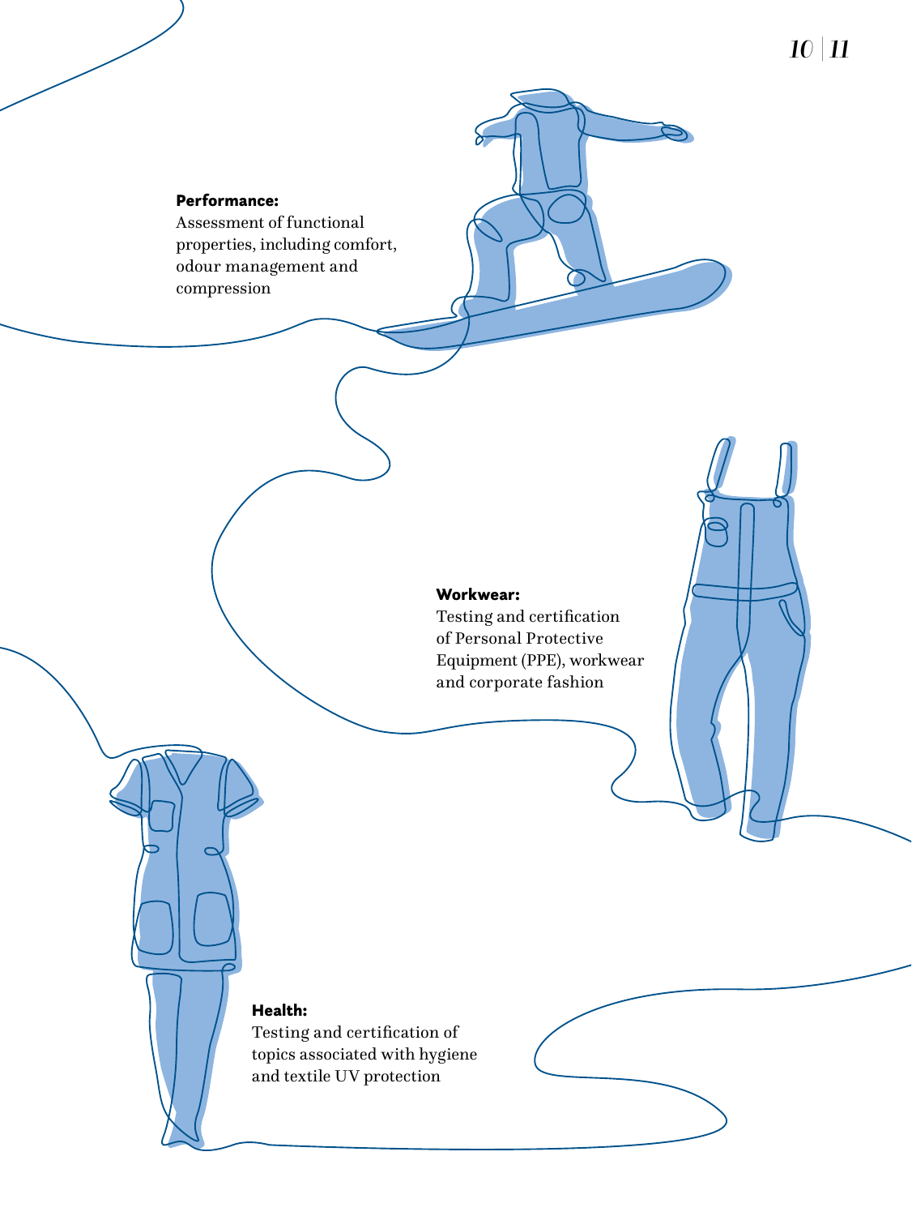**Performance:**
Assessment of functional properties, including comfort, odour management and compression

**Workwear:**
Testing and certification of Personal Protective Equipment (PPE), workwear and corporate fashion

**Health:**
Testing and certification of topics associated with hygiene and textile UV protection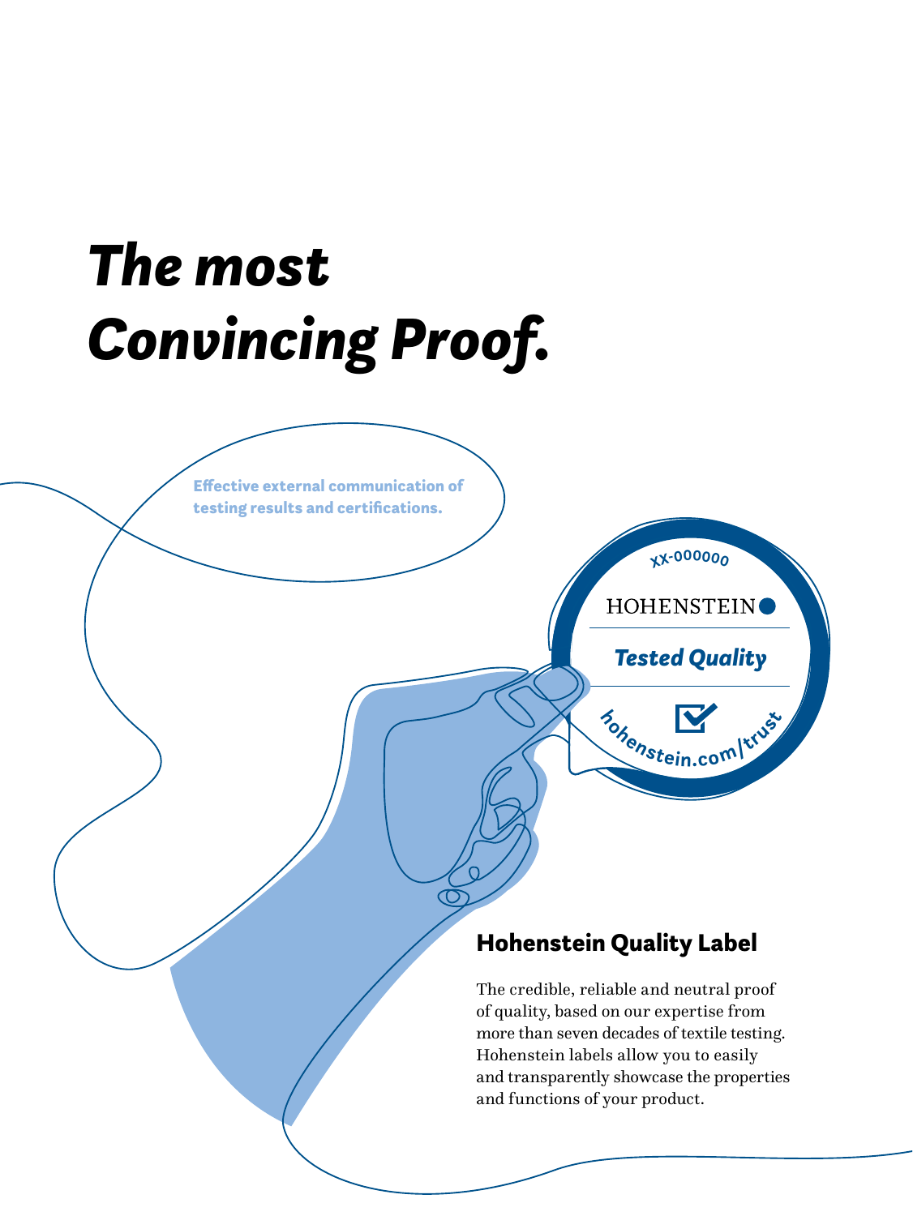# *The most Convincing Proof.*

**Effective external communication of testing results and certifications.**

## Hohenstein Quality Label

The credible, reliable and neutral proof of quality, based on our expertise from more than seven decades of textile testing. Hohenstein labels allow you to easily and transparently showcase the properties and functions of your product.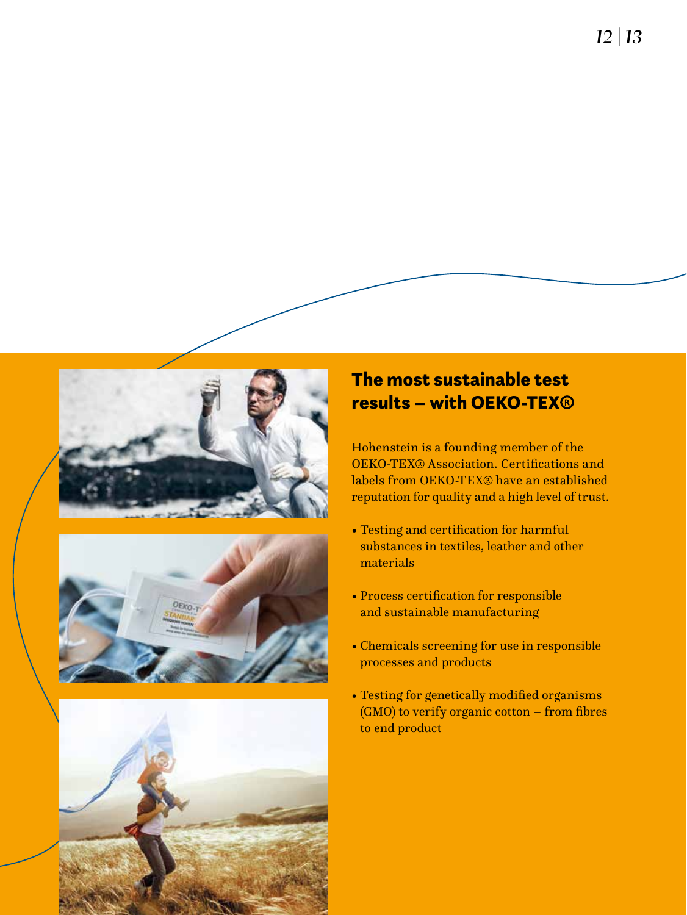## The most sustainable test results – with OEKO-TEX®

Hohenstein is a founding member of the OEKO-TEX® Association. Certifications and labels from OEKO-TEX® have an established reputation for quality and a high level of trust.

- Testing and certification for harmful substances in textiles, leather and other materials
- Process certification for responsible and sustainable manufacturing
- Chemicals screening for use in responsible processes and products
- Testing for genetically modified organisms (GMO) to verify organic cotton – from fibres to end product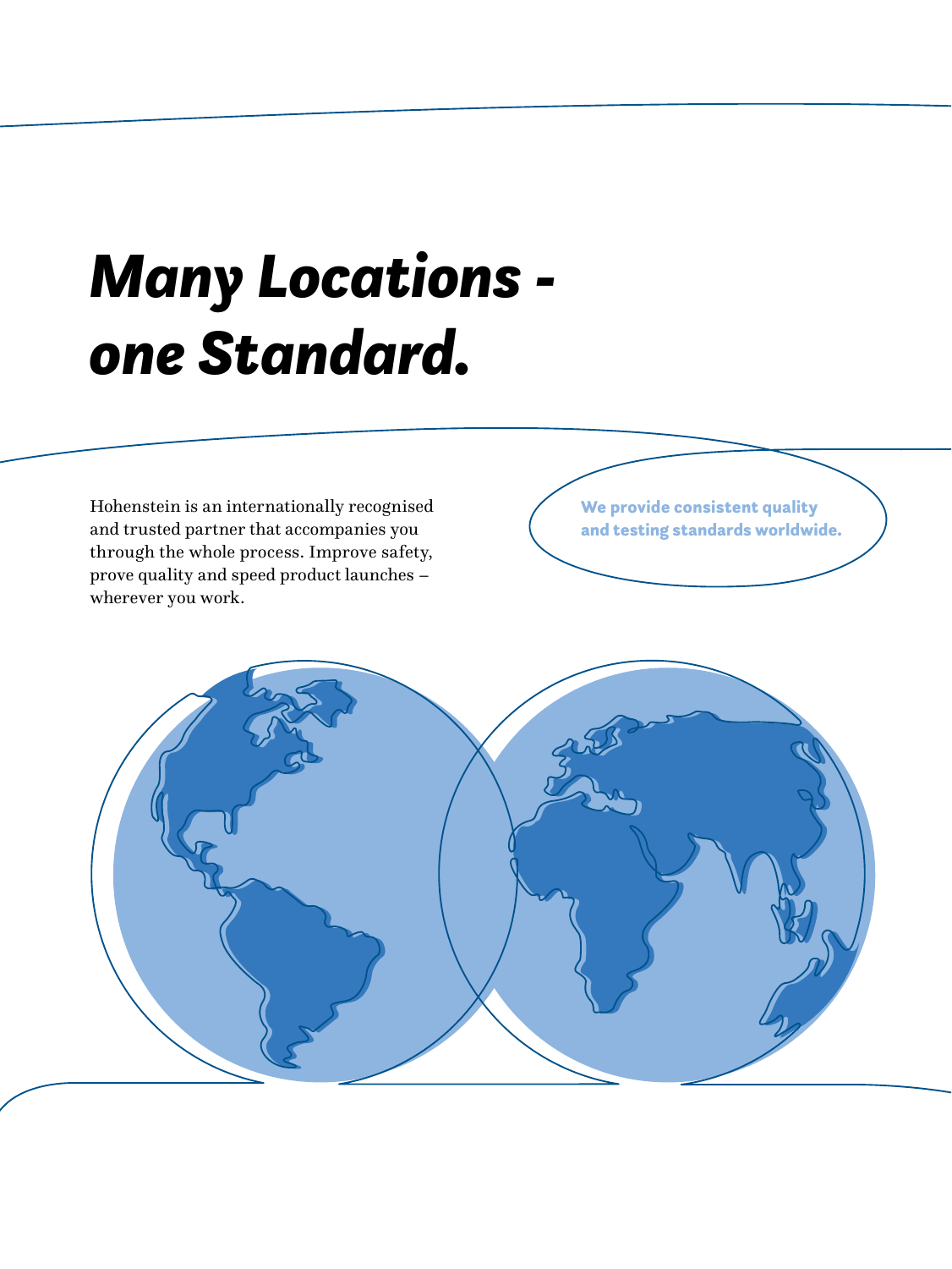# *Many Locations - one Standard.*

Hohenstein is an internationally recognised and trusted partner that accompanies you through the whole process. Improve safety, prove quality and speed product launches – wherever you work.

**We provide consistent quality and testing standards worldwide.**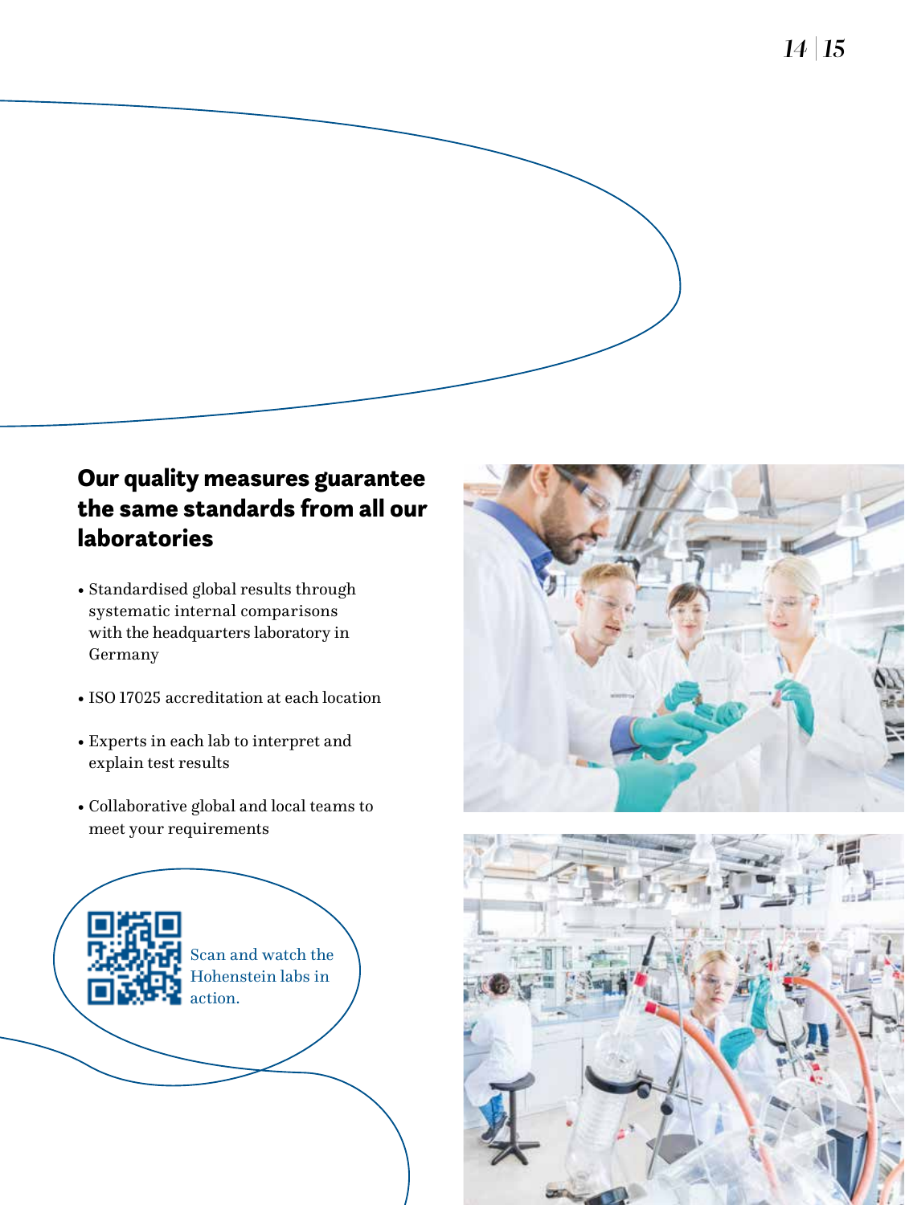## Our quality measures guarantee the same standards from all our laboratories

- Standardised global results through systematic internal comparisons with the headquarters laboratory in Germany
- ISO 17025 accreditation at each location
- Experts in each lab to interpret and explain test results
- Collaborative global and local teams to meet your requirements

Scan and watch the Hohenstein labs in action.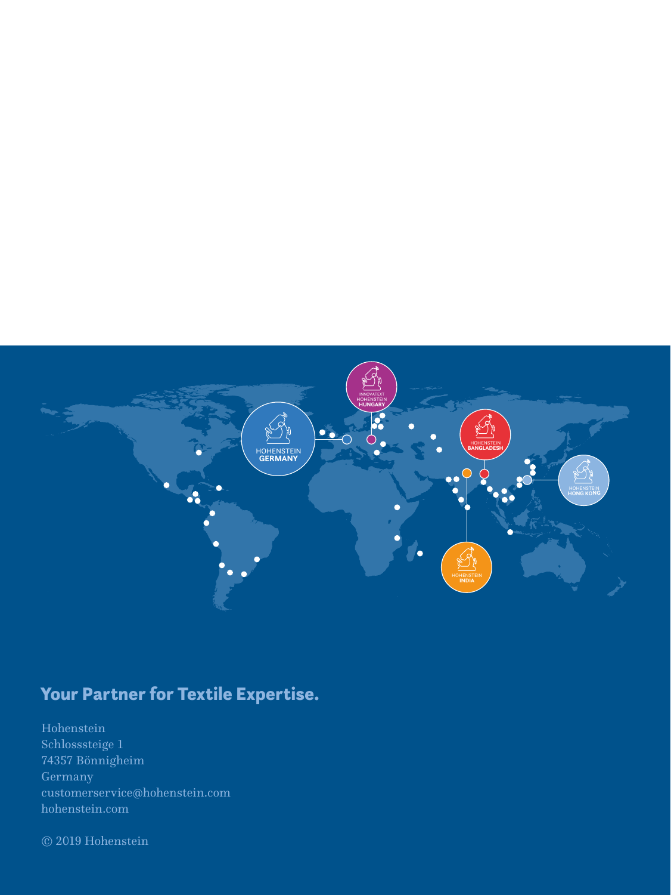INNOVATEXT HOHENSTEIN HUNGARY

HOHENSTEIN GERMANY

HOHENSTEIN BANGLADESH

HOHENSTEIN HONG KONG

HOHENSTEIN INDIA

## Your Partner for Textile Expertise.

Hohenstein
Schlosssteige 1
74357 Bönnigheim
Germany
customerservice@hohenstein.com
hohenstein.com

© 2019 Hohenstein